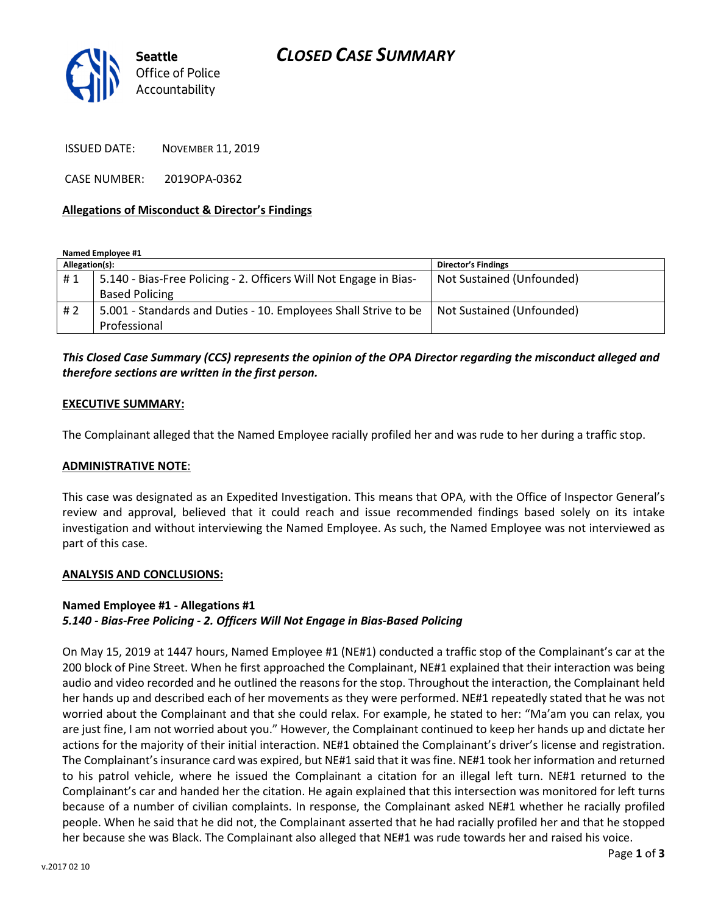Seattle Office of Police Accountability

# CLOSED CASE SUMMARY

ISSUED DATE: NOVEMBER 11, 2019

CASE NUMBER: 2019OPA-0362

**Allegations of Misconduct & Director's Findings**

**Named Employee #1**

| Allegation(s): | | Director's Findings |
|---|---|---|
| # 1 | 5.140 - Bias-Free Policing - 2. Officers Will Not Engage in Bias-Based Policing | Not Sustained (Unfounded) |
| # 2 | 5.001 - Standards and Duties - 10. Employees Shall Strive to be Professional | Not Sustained (Unfounded) |

***This Closed Case Summary (CCS) represents the opinion of the OPA Director regarding the misconduct alleged and therefore sections are written in the first person.***

**EXECUTIVE SUMMARY:**

The Complainant alleged that the Named Employee racially profiled her and was rude to her during a traffic stop.

**ADMINISTRATIVE NOTE**:

This case was designated as an Expedited Investigation. This means that OPA, with the Office of Inspector General's review and approval, believed that it could reach and issue recommended findings based solely on its intake investigation and without interviewing the Named Employee. As such, the Named Employee was not interviewed as part of this case.

**ANALYSIS AND CONCLUSIONS:**

**Named Employee #1 - Allegations #1**
***5.140 - Bias-Free Policing - 2. Officers Will Not Engage in Bias-Based Policing***

On May 15, 2019 at 1447 hours, Named Employee #1 (NE#1) conducted a traffic stop of the Complainant's car at the 200 block of Pine Street. When he first approached the Complainant, NE#1 explained that their interaction was being audio and video recorded and he outlined the reasons for the stop. Throughout the interaction, the Complainant held her hands up and described each of her movements as they were performed. NE#1 repeatedly stated that he was not worried about the Complainant and that she could relax. For example, he stated to her: "Ma'am you can relax, you are just fine, I am not worried about you." However, the Complainant continued to keep her hands up and dictate her actions for the majority of their initial interaction. NE#1 obtained the Complainant's driver's license and registration. The Complainant's insurance card was expired, but NE#1 said that it was fine. NE#1 took her information and returned to his patrol vehicle, where he issued the Complainant a citation for an illegal left turn. NE#1 returned to the Complainant's car and handed her the citation. He again explained that this intersection was monitored for left turns because of a number of civilian complaints. In response, the Complainant asked NE#1 whether he racially profiled people. When he said that he did not, the Complainant asserted that he had racially profiled her and that he stopped her because she was Black. The Complainant also alleged that NE#1 was rude towards her and raised his voice.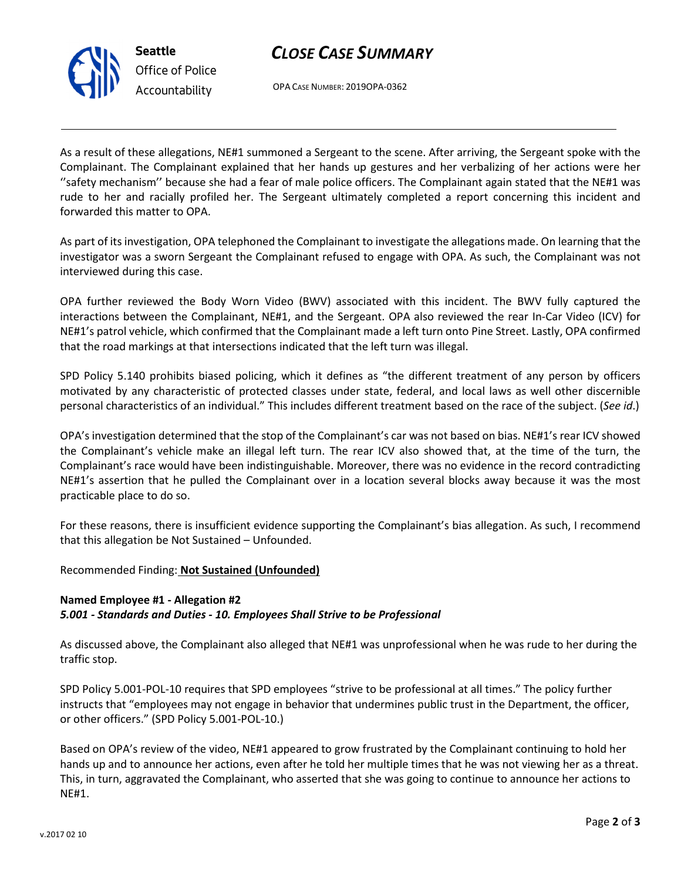As a result of these allegations, NE#1 summoned a Sergeant to the scene. After arriving, the Sergeant spoke with the Complainant. The Complainant explained that her hands up gestures and her verbalizing of her actions were her ''safety mechanism'' because she had a fear of male police officers. The Complainant again stated that the NE#1 was rude to her and racially profiled her. The Sergeant ultimately completed a report concerning this incident and forwarded this matter to OPA.

As part of its investigation, OPA telephoned the Complainant to investigate the allegations made. On learning that the investigator was a sworn Sergeant the Complainant refused to engage with OPA. As such, the Complainant was not interviewed during this case.

OPA further reviewed the Body Worn Video (BWV) associated with this incident. The BWV fully captured the interactions between the Complainant, NE#1, and the Sergeant. OPA also reviewed the rear In-Car Video (ICV) for NE#1's patrol vehicle, which confirmed that the Complainant made a left turn onto Pine Street. Lastly, OPA confirmed that the road markings at that intersections indicated that the left turn was illegal.

SPD Policy 5.140 prohibits biased policing, which it defines as "the different treatment of any person by officers motivated by any characteristic of protected classes under state, federal, and local laws as well other discernible personal characteristics of an individual." This includes different treatment based on the race of the subject. (*See id*.)

OPA's investigation determined that the stop of the Complainant's car was not based on bias. NE#1's rear ICV showed the Complainant's vehicle make an illegal left turn. The rear ICV also showed that, at the time of the turn, the Complainant's race would have been indistinguishable. Moreover, there was no evidence in the record contradicting NE#1's assertion that he pulled the Complainant over in a location several blocks away because it was the most practicable place to do so.

For these reasons, there is insufficient evidence supporting the Complainant's bias allegation. As such, I recommend that this allegation be Not Sustained – Unfounded.

Recommended Finding: **Not Sustained (Unfounded)**

**Named Employee #1 - Allegation #2**
***5.001 - Standards and Duties - 10. Employees Shall Strive to be Professional***

As discussed above, the Complainant also alleged that NE#1 was unprofessional when he was rude to her during the traffic stop.

SPD Policy 5.001-POL-10 requires that SPD employees "strive to be professional at all times." The policy further instructs that "employees may not engage in behavior that undermines public trust in the Department, the officer, or other officers." (SPD Policy 5.001-POL-10.)

Based on OPA's review of the video, NE#1 appeared to grow frustrated by the Complainant continuing to hold her hands up and to announce her actions, even after he told her multiple times that he was not viewing her as a threat. This, in turn, aggravated the Complainant, who asserted that she was going to continue to announce her actions to NE#1.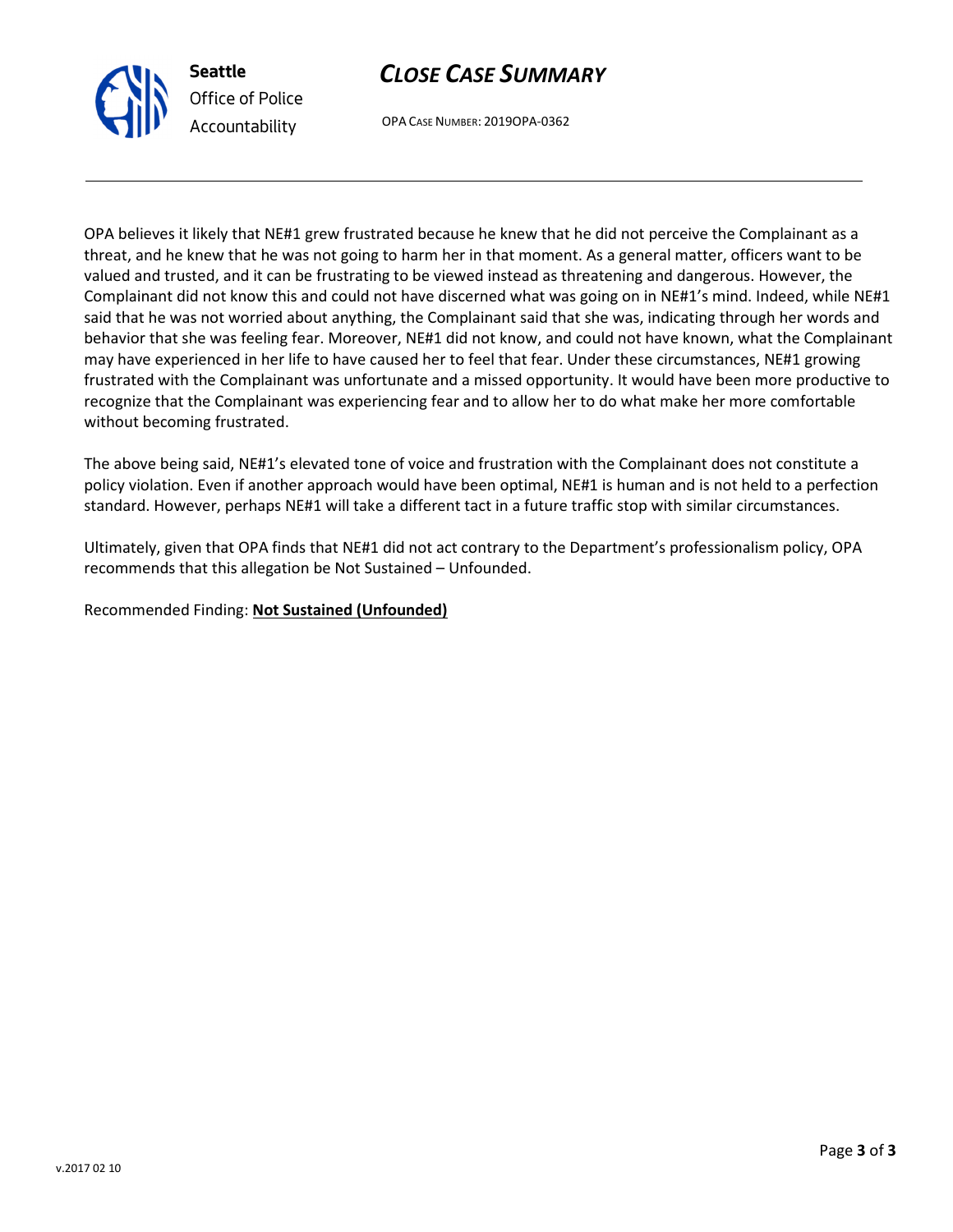OPA believes it likely that NE#1 grew frustrated because he knew that he did not perceive the Complainant as a threat, and he knew that he was not going to harm her in that moment. As a general matter, officers want to be valued and trusted, and it can be frustrating to be viewed instead as threatening and dangerous. However, the Complainant did not know this and could not have discerned what was going on in NE#1's mind. Indeed, while NE#1 said that he was not worried about anything, the Complainant said that she was, indicating through her words and behavior that she was feeling fear. Moreover, NE#1 did not know, and could not have known, what the Complainant may have experienced in her life to have caused her to feel that fear. Under these circumstances, NE#1 growing frustrated with the Complainant was unfortunate and a missed opportunity. It would have been more productive to recognize that the Complainant was experiencing fear and to allow her to do what make her more comfortable without becoming frustrated.

The above being said, NE#1's elevated tone of voice and frustration with the Complainant does not constitute a policy violation. Even if another approach would have been optimal, NE#1 is human and is not held to a perfection standard. However, perhaps NE#1 will take a different tact in a future traffic stop with similar circumstances.

Ultimately, given that OPA finds that NE#1 did not act contrary to the Department's professionalism policy, OPA recommends that this allegation be Not Sustained – Unfounded.

Recommended Finding: **Not Sustained (Unfounded)**